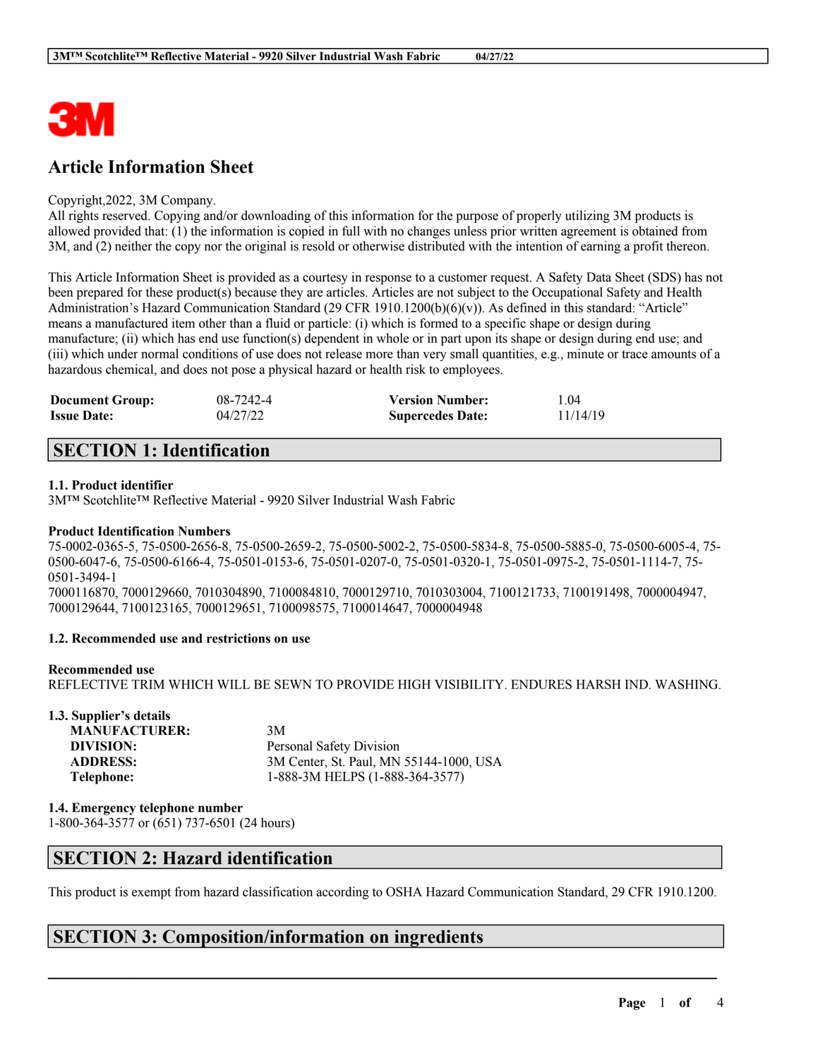3M

# Article Information Sheet

Copyright,2022, 3M Company.
All rights reserved. Copying and/or downloading of this information for the purpose of properly utilizing 3M products is allowed provided that: (1) the information is copied in full with no changes unless prior written agreement is obtained from 3M, and (2) neither the copy nor the original is resold or otherwise distributed with the intention of earning a profit thereon.

This Article Information Sheet is provided as a courtesy in response to a customer request. A Safety Data Sheet (SDS) has not been prepared for these product(s) because they are articles. Articles are not subject to the Occupational Safety and Health Administration's Hazard Communication Standard (29 CFR 1910.1200(b)(6)(v)). As defined in this standard: "Article" means a manufactured item other than a fluid or particle: (i) which is formed to a specific shape or design during manufacture; (ii) which has end use function(s) dependent in whole or in part upon its shape or design during end use; and (iii) which under normal conditions of use does not release more than very small quantities, e.g., minute or trace amounts of a hazardous chemical, and does not pose a physical hazard or health risk to employees.

| | | | |
|---|---|---|---|
| **Document Group:** | 08-7242-4 | **Version Number:** | 1.04 |
| **Issue Date:** | 04/27/22 | **Supercedes Date:** | 11/14/19 |

## SECTION 1: Identification

### 1.1. Product identifier

3M™ Scotchlite™ Reflective Material - 9920 Silver Industrial Wash Fabric

**Product Identification Numbers**

75-0002-0365-5, 75-0500-2656-8, 75-0500-2659-2, 75-0500-5002-2, 75-0500-5834-8, 75-0500-5885-0, 75-0500-6005-4, 75-0500-6047-6, 75-0500-6166-4, 75-0501-0153-6, 75-0501-0207-0, 75-0501-0320-1, 75-0501-0975-2, 75-0501-1114-7, 75-0501-3494-1
7000116870, 7000129660, 7010304890, 7100084810, 7000129710, 7010303004, 7100121733, 7100191498, 7000004947, 7000129644, 7100123165, 7000129651, 7100098575, 7100014647, 7000004948

### 1.2. Recommended use and restrictions on use

**Recommended use**

REFLECTIVE TRIM WHICH WILL BE SEWN TO PROVIDE HIGH VISIBILITY. ENDURES HARSH IND. WASHING.

### 1.3. Supplier's details

| | |
|---|---|
| **MANUFACTURER:** | 3M |
| **DIVISION:** | Personal Safety Division |
| **ADDRESS:** | 3M Center, St. Paul, MN 55144-1000, USA |
| **Telephone:** | 1-888-3M HELPS (1-888-364-3577) |

### 1.4. Emergency telephone number

1-800-364-3577 or (651) 737-6501 (24 hours)

## SECTION 2: Hazard identification

This product is exempt from hazard classification according to OSHA Hazard Communication Standard, 29 CFR 1910.1200.

## SECTION 3: Composition/information on ingredients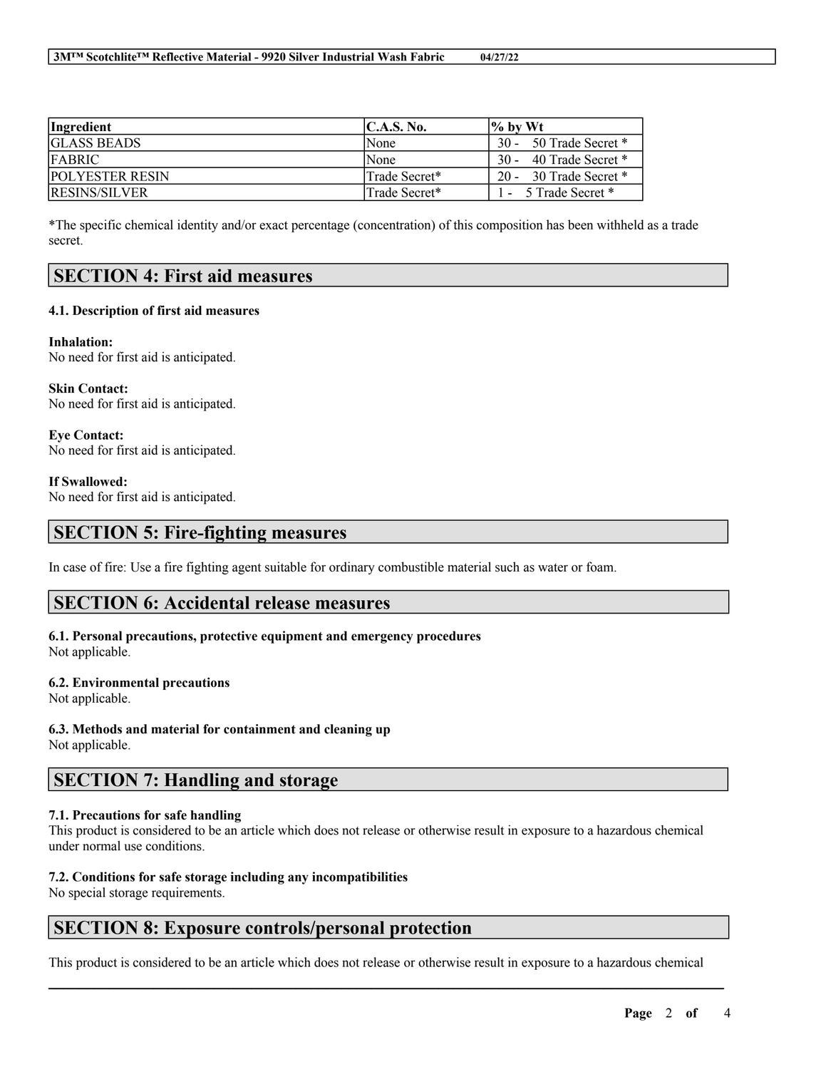| Ingredient | C.A.S. No. | % by Wt |
| --- | --- | --- |
| GLASS BEADS | None | 30 - 50 Trade Secret * |
| FABRIC | None | 30 - 40 Trade Secret * |
| POLYESTER RESIN | Trade Secret* | 20 - 30 Trade Secret * |
| RESINS/SILVER | Trade Secret* | 1 - 5 Trade Secret * |

*The specific chemical identity and/or exact percentage (concentration) of this composition has been withheld as a trade secret.

## SECTION 4: First aid measures

### 4.1. Description of first aid measures

**Inhalation:**
No need for first aid is anticipated.

**Skin Contact:**
No need for first aid is anticipated.

**Eye Contact:**
No need for first aid is anticipated.

**If Swallowed:**
No need for first aid is anticipated.

## SECTION 5: Fire-fighting measures

In case of fire: Use a fire fighting agent suitable for ordinary combustible material such as water or foam.

## SECTION 6: Accidental release measures

### 6.1. Personal precautions, protective equipment and emergency procedures
Not applicable.

### 6.2. Environmental precautions
Not applicable.

### 6.3. Methods and material for containment and cleaning up
Not applicable.

## SECTION 7: Handling and storage

### 7.1. Precautions for safe handling
This product is considered to be an article which does not release or otherwise result in exposure to a hazardous chemical under normal use conditions.

### 7.2. Conditions for safe storage including any incompatibilities
No special storage requirements.

## SECTION 8: Exposure controls/personal protection

This product is considered to be an article which does not release or otherwise result in exposure to a hazardous chemical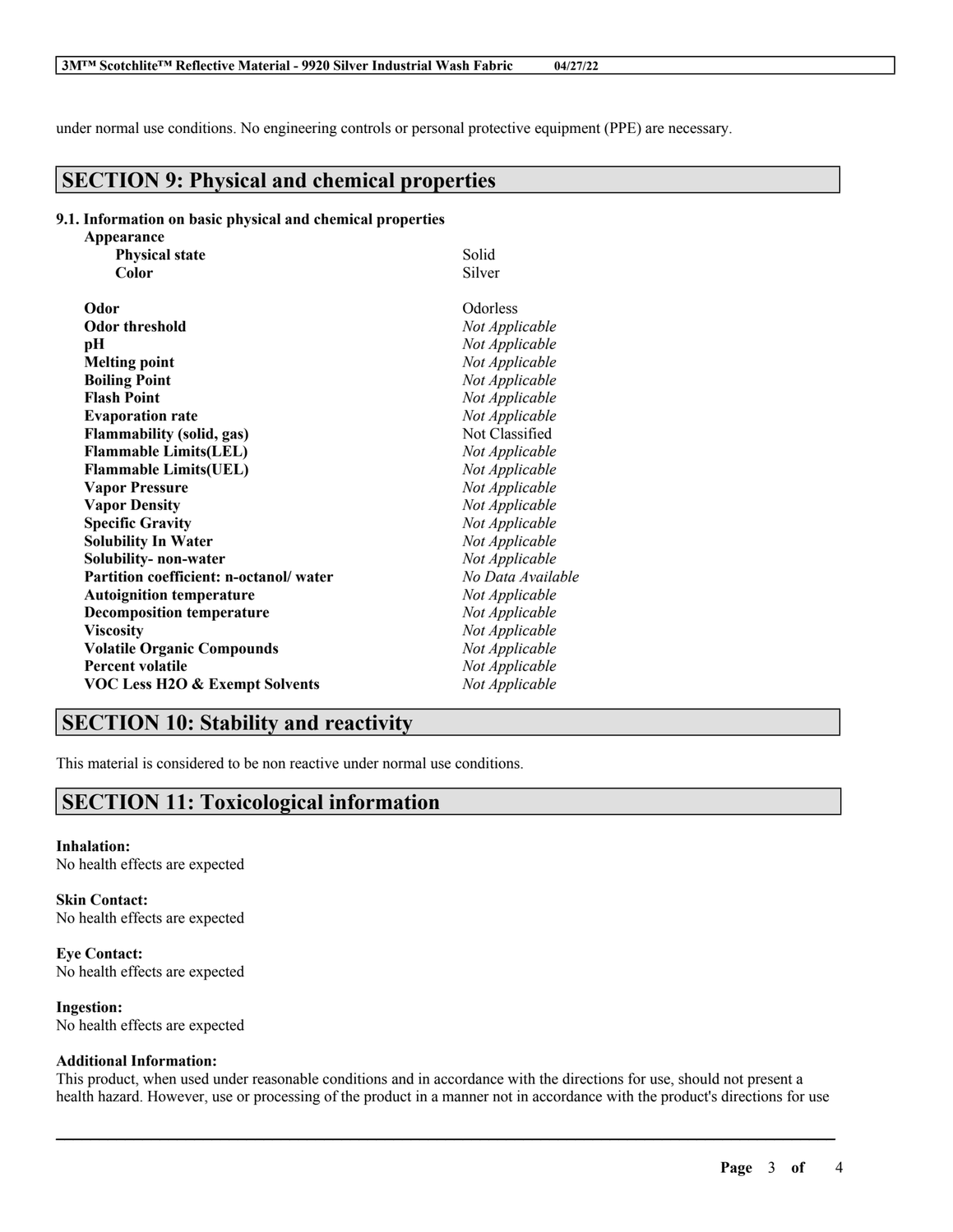under normal use conditions. No engineering controls or personal protective equipment (PPE) are necessary.

## SECTION 9: Physical and chemical properties

**9.1. Information on basic physical and chemical properties**

| Property | Value |
| --- | --- |
| **Appearance** | |
| **Physical state** | Solid |
| **Color** | Silver |
| **Odor** | Odorless |
| **Odor threshold** | *Not Applicable* |
| **pH** | *Not Applicable* |
| **Melting point** | *Not Applicable* |
| **Boiling Point** | *Not Applicable* |
| **Flash Point** | *Not Applicable* |
| **Evaporation rate** | *Not Applicable* |
| **Flammability (solid, gas)** | Not Classified |
| **Flammable Limits(LEL)** | *Not Applicable* |
| **Flammable Limits(UEL)** | *Not Applicable* |
| **Vapor Pressure** | *Not Applicable* |
| **Vapor Density** | *Not Applicable* |
| **Specific Gravity** | *Not Applicable* |
| **Solubility In Water** | *Not Applicable* |
| **Solubility- non-water** | *Not Applicable* |
| **Partition coefficient: n-octanol/ water** | *No Data Available* |
| **Autoignition temperature** | *Not Applicable* |
| **Decomposition temperature** | *Not Applicable* |
| **Viscosity** | *Not Applicable* |
| **Volatile Organic Compounds** | *Not Applicable* |
| **Percent volatile** | *Not Applicable* |
| **VOC Less H2O & Exempt Solvents** | *Not Applicable* |

## SECTION 10: Stability and reactivity

This material is considered to be non reactive under normal use conditions.

## SECTION 11: Toxicological information

**Inhalation:**
No health effects are expected

**Skin Contact:**
No health effects are expected

**Eye Contact:**
No health effects are expected

**Ingestion:**
No health effects are expected

**Additional Information:**
This product, when used under reasonable conditions and in accordance with the directions for use, should not present a health hazard. However, use or processing of the product in a manner not in accordance with the product's directions for use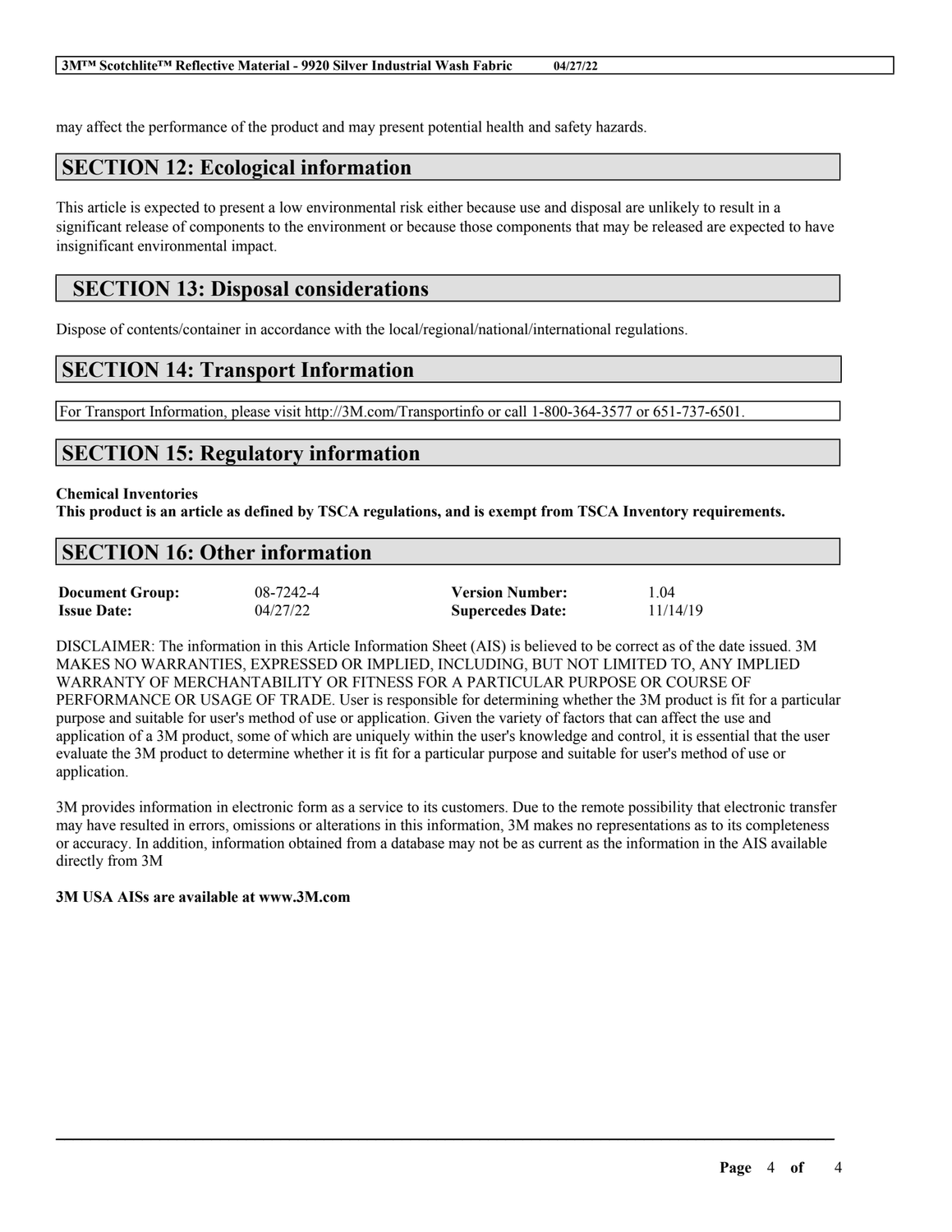may affect the performance of the product and may present potential health and safety hazards.

## SECTION 12: Ecological information

This article is expected to present a low environmental risk either because use and disposal are unlikely to result in a significant release of components to the environment or because those components that may be released are expected to have insignificant environmental impact.

## SECTION 13: Disposal considerations

Dispose of contents/container in accordance with the local/regional/national/international regulations.

## SECTION 14: Transport Information

For Transport Information, please visit http://3M.com/Transportinfo or call 1-800-364-3577 or 651-737-6501.

## SECTION 15: Regulatory information

**Chemical Inventories**
**This product is an article as defined by TSCA regulations, and is exempt from TSCA Inventory requirements.**

## SECTION 16: Other information

| | | | |
|---|---|---|---|
| **Document Group:** | 08-7242-4 | **Version Number:** | 1.04 |
| **Issue Date:** | 04/27/22 | **Supercedes Date:** | 11/14/19 |

DISCLAIMER: The information in this Article Information Sheet (AIS) is believed to be correct as of the date issued. 3M MAKES NO WARRANTIES, EXPRESSED OR IMPLIED, INCLUDING, BUT NOT LIMITED TO, ANY IMPLIED WARRANTY OF MERCHANTABILITY OR FITNESS FOR A PARTICULAR PURPOSE OR COURSE OF PERFORMANCE OR USAGE OF TRADE. User is responsible for determining whether the 3M product is fit for a particular purpose and suitable for user's method of use or application. Given the variety of factors that can affect the use and application of a 3M product, some of which are uniquely within the user's knowledge and control, it is essential that the user evaluate the 3M product to determine whether it is fit for a particular purpose and suitable for user's method of use or application.

3M provides information in electronic form as a service to its customers. Due to the remote possibility that electronic transfer may have resulted in errors, omissions or alterations in this information, 3M makes no representations as to its completeness or accuracy. In addition, information obtained from a database may not be as current as the information in the AIS available directly from 3M

**3M USA AISs are available at www.3M.com**